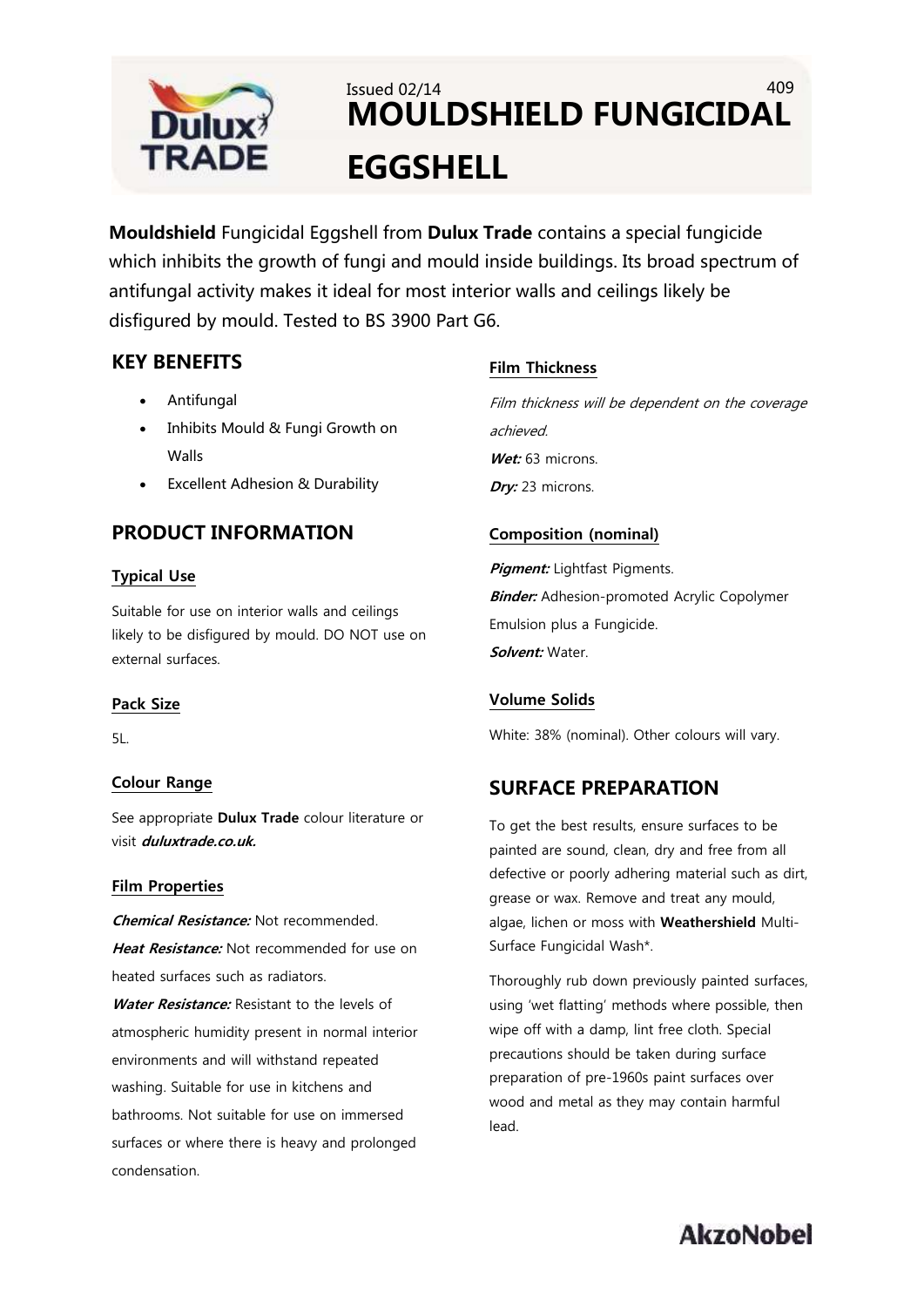Issued 02/14

# MOULDSHIELD FUNGICIDAL EGGSHELL

**Mouldshield** Fungicidal Eggshell from **Dulux Trade** contains a special fungicide which inhibits the growth of fungi and mould inside buildings. Its broad spectrum of antifungal activity makes it ideal for most interior walls and ceilings likely be disfigured by mould. Tested to BS 3900 Part G6.

## KEY BENEFITS

- Antifungal
- Inhibits Mould & Fungi Growth on Walls
- Excellent Adhesion & Durability

## PRODUCT INFORMATION

### Typical Use

Suitable for use on interior walls and ceilings likely to be disfigured by mould. DO NOT use on external surfaces.

### Pack Size

5L.

### Colour Range

See appropriate **Dulux Trade** colour literature or visit ***duluxtrade.co.uk.***

### Film Properties

***Chemical Resistance:*** Not recommended.
***Heat Resistance:*** Not recommended for use on heated surfaces such as radiators.
***Water Resistance:*** Resistant to the levels of atmospheric humidity present in normal interior environments and will withstand repeated washing. Suitable for use in kitchens and bathrooms. Not suitable for use on immersed surfaces or where there is heavy and prolonged condensation.

### Film Thickness

*Film thickness will be dependent on the coverage achieved.*
***Wet:*** 63 microns.
***Dry:*** 23 microns.

### Composition (nominal)

***Pigment:*** Lightfast Pigments.
***Binder:*** Adhesion-promoted Acrylic Copolymer Emulsion plus a Fungicide.
***Solvent:*** Water.

### Volume Solids

White: 38% (nominal). Other colours will vary.

## SURFACE PREPARATION

To get the best results, ensure surfaces to be painted are sound, clean, dry and free from all defective or poorly adhering material such as dirt, grease or wax. Remove and treat any mould, algae, lichen or moss with **Weathershield** Multi-Surface Fungicidal Wash*.

Thoroughly rub down previously painted surfaces, using 'wet flatting' methods where possible, then wipe off with a damp, lint free cloth. Special precautions should be taken during surface preparation of pre-1960s paint surfaces over wood and metal as they may contain harmful lead.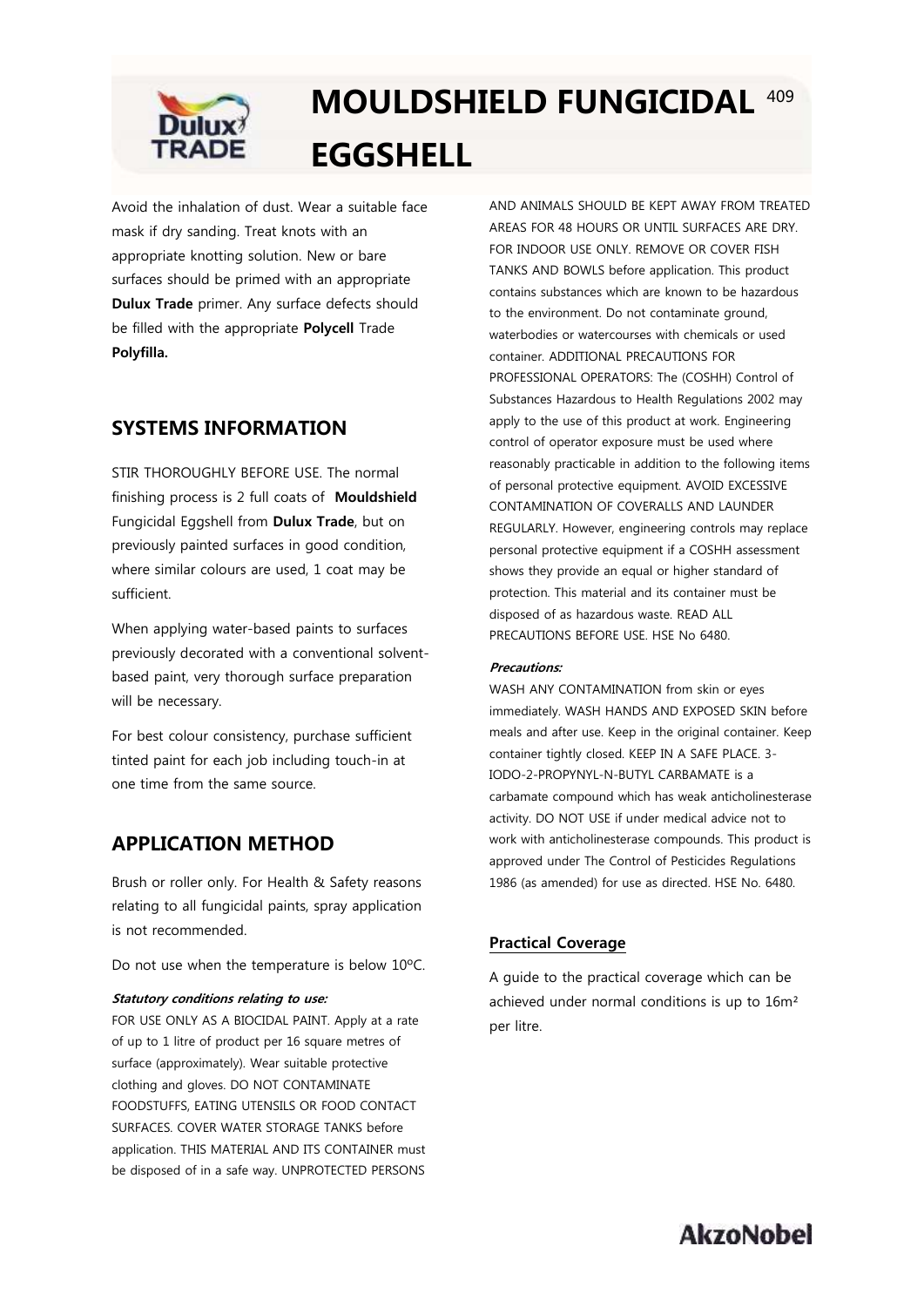# MOULDSHIELD FUNGICIDAL EGGSHELL

Avoid the inhalation of dust. Wear a suitable face mask if dry sanding. Treat knots with an appropriate knotting solution. New or bare surfaces should be primed with an appropriate **Dulux Trade** primer. Any surface defects should be filled with the appropriate **Polycell** Trade **Polyfilla.**

## SYSTEMS INFORMATION

STIR THOROUGHLY BEFORE USE. The normal finishing process is 2 full coats of **Mouldshield** Fungicidal Eggshell from **Dulux Trade**, but on previously painted surfaces in good condition, where similar colours are used, 1 coat may be sufficient.

When applying water-based paints to surfaces previously decorated with a conventional solvent-based paint, very thorough surface preparation will be necessary.

For best colour consistency, purchase sufficient tinted paint for each job including touch-in at one time from the same source.

## APPLICATION METHOD

Brush or roller only. For Health & Safety reasons relating to all fungicidal paints, spray application is not recommended.

Do not use when the temperature is below 10ºC.

***Statutory conditions relating to use:***

FOR USE ONLY AS A BIOCIDAL PAINT. Apply at a rate of up to 1 litre of product per 16 square metres of surface (approximately). Wear suitable protective clothing and gloves. DO NOT CONTAMINATE FOODSTUFFS, EATING UTENSILS OR FOOD CONTACT SURFACES. COVER WATER STORAGE TANKS before application. THIS MATERIAL AND ITS CONTAINER must be disposed of in a safe way. UNPROTECTED PERSONS AND ANIMALS SHOULD BE KEPT AWAY FROM TREATED AREAS FOR 48 HOURS OR UNTIL SURFACES ARE DRY. FOR INDOOR USE ONLY. REMOVE OR COVER FISH TANKS AND BOWLS before application. This product contains substances which are known to be hazardous to the environment. Do not contaminate ground, waterbodies or watercourses with chemicals or used container. ADDITIONAL PRECAUTIONS FOR PROFESSIONAL OPERATORS: The (COSHH) Control of Substances Hazardous to Health Regulations 2002 may apply to the use of this product at work. Engineering control of operator exposure must be used where reasonably practicable in addition to the following items of personal protective equipment. AVOID EXCESSIVE CONTAMINATION OF COVERALLS AND LAUNDER REGULARLY. However, engineering controls may replace personal protective equipment if a COSHH assessment shows they provide an equal or higher standard of protection. This material and its container must be disposed of as hazardous waste. READ ALL PRECAUTIONS BEFORE USE. HSE No 6480.

***Precautions:***

WASH ANY CONTAMINATION from skin or eyes immediately. WASH HANDS AND EXPOSED SKIN before meals and after use. Keep in the original container. Keep container tightly closed. KEEP IN A SAFE PLACE. 3-IODO-2-PROPYNYL-N-BUTYL CARBAMATE is a carbamate compound which has weak anticholinesterase activity. DO NOT USE if under medical advice not to work with anticholinesterase compounds. This product is approved under The Control of Pesticides Regulations 1986 (as amended) for use as directed. HSE No. 6480.

### Practical Coverage

A guide to the practical coverage which can be achieved under normal conditions is up to 16m² per litre.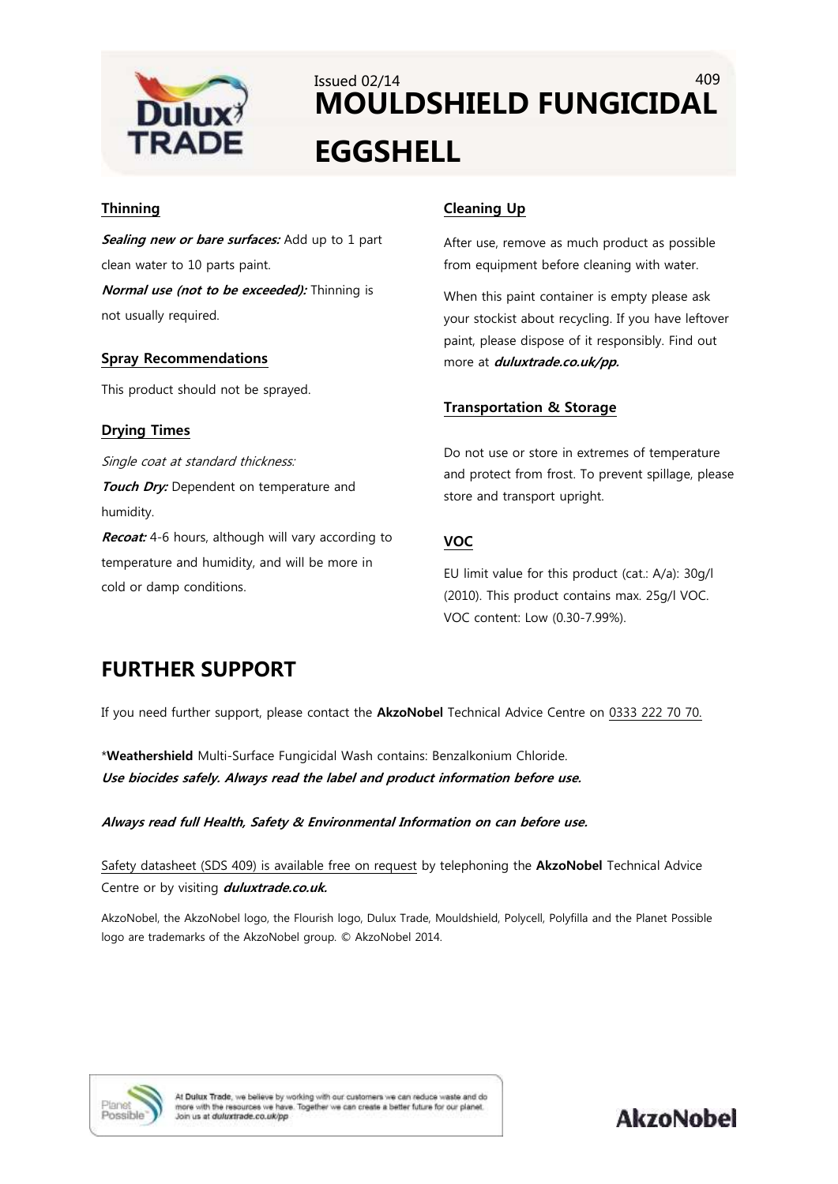# MOULDSHIELD FUNGICIDAL EGGSHELL

Issued 02/14

### Thinning

***Sealing new or bare surfaces:*** Add up to 1 part clean water to 10 parts paint.

***Normal use (not to be exceeded):*** Thinning is not usually required.

### Spray Recommendations

This product should not be sprayed.

### Drying Times

*Single coat at standard thickness:*

***Touch Dry:*** Dependent on temperature and humidity.

***Recoat:*** 4-6 hours, although will vary according to temperature and humidity, and will be more in cold or damp conditions.

### Cleaning Up

After use, remove as much product as possible from equipment before cleaning with water.

When this paint container is empty please ask your stockist about recycling. If you have leftover paint, please dispose of it responsibly. Find out more at ***duluxtrade.co.uk/pp.***

### Transportation & Storage

Do not use or store in extremes of temperature and protect from frost. To prevent spillage, please store and transport upright.

### VOC

EU limit value for this product (cat.: A/a): 30g/l (2010). This product contains max. 25g/l VOC. VOC content: Low (0.30-7.99%).

## FURTHER SUPPORT

If you need further support, please contact the **AkzoNobel** Technical Advice Centre on 0333 222 70 70.

\***Weathershield** Multi-Surface Fungicidal Wash contains: Benzalkonium Chloride.
***Use biocides safely. Always read the label and product information before use.***

***Always read full Health, Safety & Environmental Information on can before use.***

Safety datasheet (SDS 409) is available free on request by telephoning the **AkzoNobel** Technical Advice Centre or by visiting ***duluxtrade.co.uk.***

AkzoNobel, the AkzoNobel logo, the Flourish logo, Dulux Trade, Mouldshield, Polycell, Polyfilla and the Planet Possible logo are trademarks of the AkzoNobel group. © AkzoNobel 2014.

At **Dulux Trade**, we believe by working with our customers we can reduce waste and do more with the resources we have. Together we can create a better future for our planet. Join us at *duluxtrade.co.uk/pp*